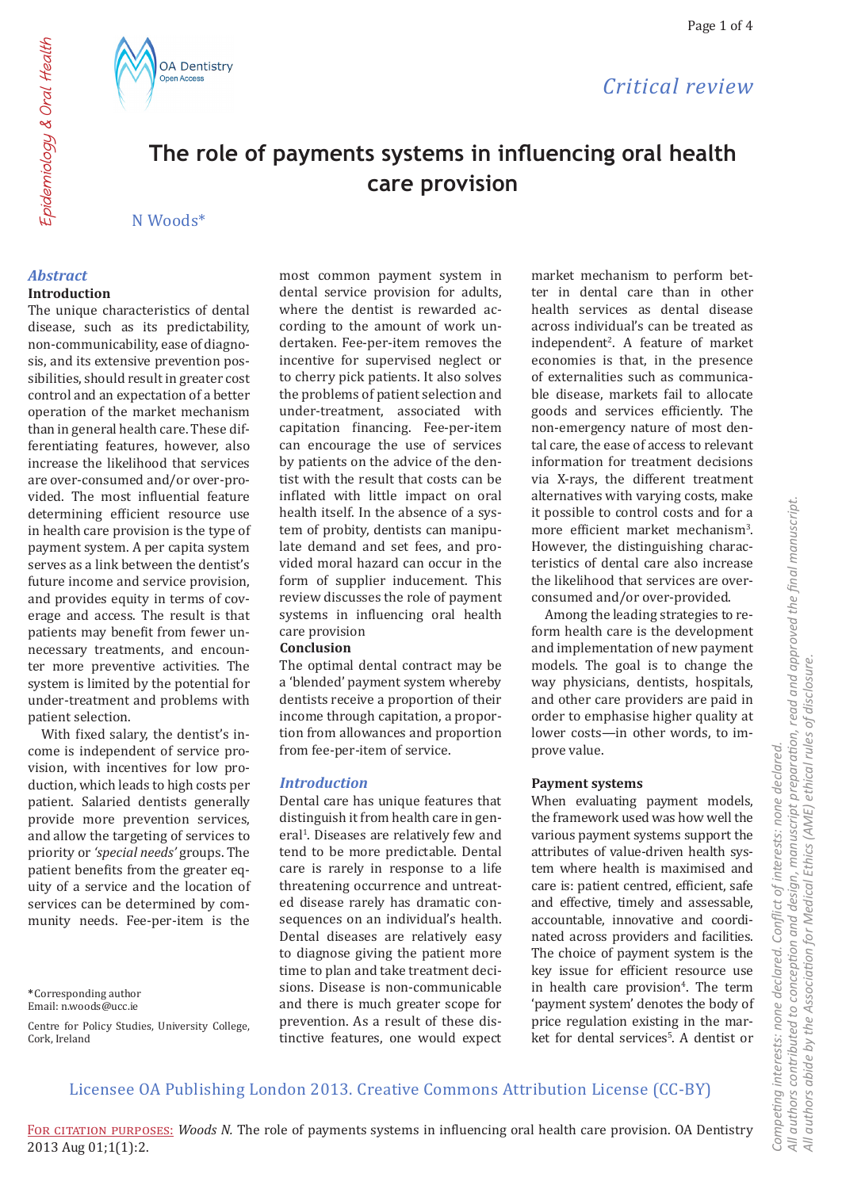Critical review

# The role of payments systems in influencing oral health care provision

N Woods*

## Abstract

### Introduction

The unique characteristics of dental disease, such as its predictability, non-communicability, ease of diagnosis, and its extensive prevention possibilities, should result in greater cost control and an expectation of a better operation of the market mechanism than in general health care. These differentiating features, however, also increase the likelihood that services are over-consumed and/or over-provided. The most influential feature determining efficient resource use in health care provision is the type of payment system. A per capita system serves as a link between the dentist's future income and service provision, and provides equity in terms of coverage and access. The result is that patients may benefit from fewer unnecessary treatments, and encounter more preventive activities. The system is limited by the potential for under-treatment and problems with patient selection.

With fixed salary, the dentist's income is independent of service provision, with incentives for low production, which leads to high costs per patient. Salaried dentists generally provide more prevention services, and allow the targeting of services to priority or *'special needs'* groups. The patient benefits from the greater equity of a service and the location of services can be determined by community needs. Fee-per-item is the most common payment system in dental service provision for adults, where the dentist is rewarded according to the amount of work undertaken. Fee-per-item removes the incentive for supervised neglect or to cherry pick patients. It also solves the problems of patient selection and under-treatment, associated with capitation financing. Fee-per-item can encourage the use of services by patients on the advice of the dentist with the result that costs can be inflated with little impact on oral health itself. In the absence of a system of probity, dentists can manipulate demand and set fees, and provided moral hazard can occur in the form of supplier inducement. This review discusses the role of payment systems in influencing oral health care provision

### Conclusion

The optimal dental contract may be a 'blended' payment system whereby dentists receive a proportion of their income through capitation, a proportion from allowances and proportion from fee-per-item of service.

## Introduction

Dental care has unique features that distinguish it from health care in general[1]. Diseases are relatively few and tend to be more predictable. Dental care is rarely in response to a life threatening occurrence and untreated disease rarely has dramatic consequences on an individual's health. Dental diseases are relatively easy to diagnose giving the patient more time to plan and take treatment decisions. Disease is non-communicable and there is much greater scope for prevention. As a result of these distinctive features, one would expect market mechanism to perform better in dental care than in other health services as dental disease across individual's can be treated as independent[2]. A feature of market economies is that, in the presence of externalities such as communicable disease, markets fail to allocate goods and services efficiently. The non-emergency nature of most dental care, the ease of access to relevant information for treatment decisions via X-rays, the different treatment alternatives with varying costs, make it possible to control costs and for a more efficient market mechanism[3]. However, the distinguishing characteristics of dental care also increase the likelihood that services are over-consumed and/or over-provided.

Among the leading strategies to reform health care is the development and implementation of new payment models. The goal is to change the way physicians, dentists, hospitals, and other care providers are paid in order to emphasise higher quality at lower costs—in other words, to improve value.

## Payment systems

When evaluating payment models, the framework used was how well the various payment systems support the attributes of value-driven health system where health is maximised and care is: patient centred, efficient, safe and effective, timely and assessable, accountable, innovative and coordinated across providers and facilities. The choice of payment system is the key issue for efficient resource use in health care provision[4]. The term 'payment system' denotes the body of price regulation existing in the market for dental services[5]. A dentist or

*Corresponding author
Email: n.woods@ucc.ie

Centre for Policy Studies, University College, Cork, Ireland

Competing interests: none declared. Conflict of interests: none declared.
All authors contributed to conception and design, manuscript preparation, read and approved the final manuscript.
All authors abide by the Association for Medical Ethics (AME) ethical rules of disclosure.

Licensee OA Publishing London 2013. Creative Commons Attribution License (CC-BY)

FOR CITATION PURPOSES: *Woods N.* The role of payments systems in influencing oral health care provision. OA Dentistry 2013 Aug 01;1(1):2.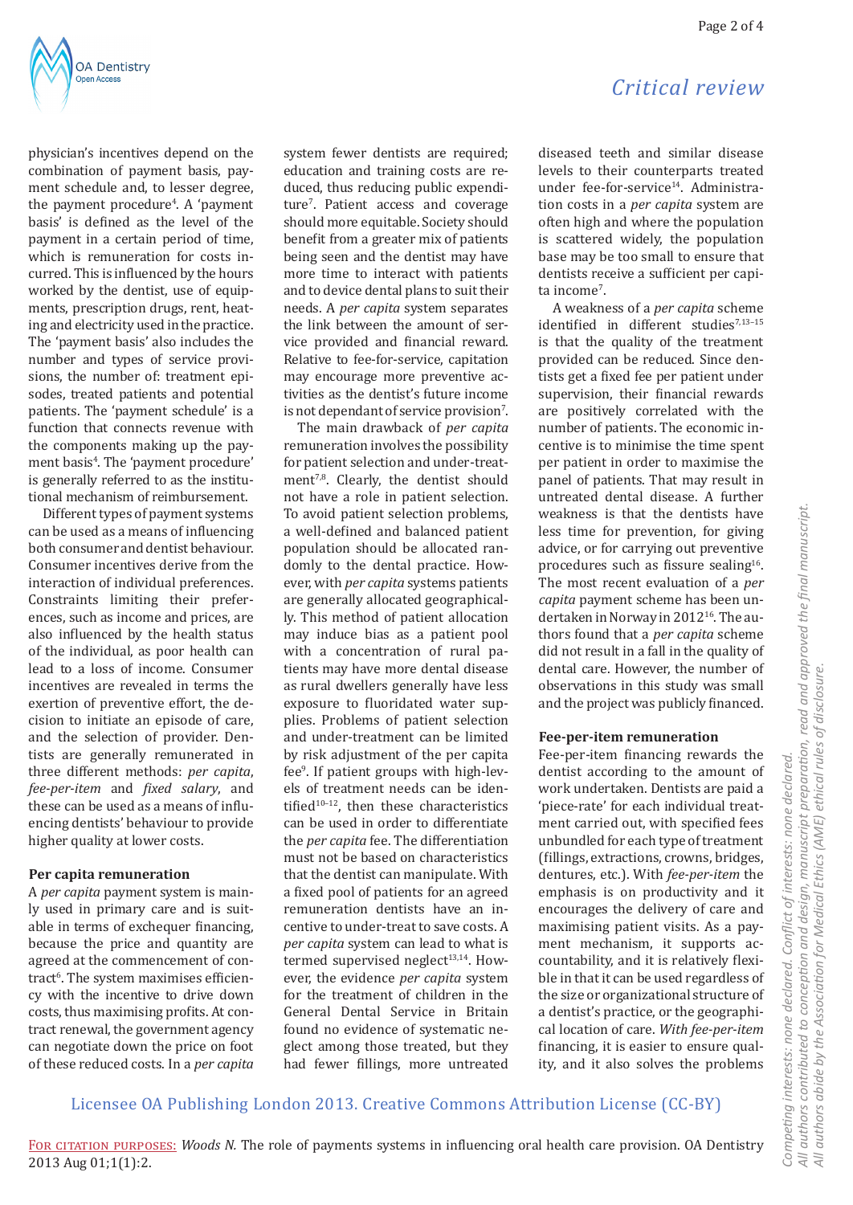physician's incentives depend on the combination of payment basis, payment schedule and, to lesser degree, the payment procedure[4]. A 'payment basis' is defined as the level of the payment in a certain period of time, which is remuneration for costs incurred. This is influenced by the hours worked by the dentist, use of equipments, prescription drugs, rent, heating and electricity used in the practice. The 'payment basis' also includes the number and types of service provisions, the number of: treatment episodes, treated patients and potential patients. The 'payment schedule' is a function that connects revenue with the components making up the payment basis[4]. The 'payment procedure' is generally referred to as the institutional mechanism of reimbursement.

Different types of payment systems can be used as a means of influencing both consumer and dentist behaviour. Consumer incentives derive from the interaction of individual preferences. Constraints limiting their preferences, such as income and prices, are also influenced by the health status of the individual, as poor health can lead to a loss of income. Consumer incentives are revealed in terms the exertion of preventive effort, the decision to initiate an episode of care, and the selection of provider. Dentists are generally remunerated in three different methods: *per capita*, *fee-per-item* and *fixed salary*, and these can be used as a means of influencing dentists' behaviour to provide higher quality at lower costs.

### Per capita remuneration

A *per capita* payment system is mainly used in primary care and is suitable in terms of exchequer financing, because the price and quantity are agreed at the commencement of contract[6]. The system maximises efficiency with the incentive to drive down costs, thus maximising profits. At contract renewal, the government agency can negotiate down the price on foot of these reduced costs. In a *per capita* system fewer dentists are required; education and training costs are reduced, thus reducing public expenditure[7]. Patient access and coverage should more equitable. Society should benefit from a greater mix of patients being seen and the dentist may have more time to interact with patients and to device dental plans to suit their needs. A *per capita* system separates the link between the amount of service provided and financial reward. Relative to fee-for-service, capitation may encourage more preventive activities as the dentist's future income is not dependant of service provision[7].

The main drawback of *per capita* remuneration involves the possibility for patient selection and under-treatment[7,8]. Clearly, the dentist should not have a role in patient selection. To avoid patient selection problems, a well-defined and balanced patient population should be allocated randomly to the dental practice. However, with *per capita* systems patients are generally allocated geographically. This method of patient allocation may induce bias as a patient pool with a concentration of rural patients may have more dental disease as rural dwellers generally have less exposure to fluoridated water supplies. Problems of patient selection and under-treatment can be limited by risk adjustment of the per capita fee[9]. If patient groups with high-levels of treatment needs can be identified[10–12], then these characteristics can be used in order to differentiate the *per capita* fee. The differentiation must not be based on characteristics that the dentist can manipulate. With a fixed pool of patients for an agreed remuneration dentists have an incentive to under-treat to save costs. A *per capita* system can lead to what is termed supervised neglect[13,14]. However, the evidence *per capita* system for the treatment of children in the General Dental Service in Britain found no evidence of systematic neglect among those treated, but they had fewer fillings, more untreated diseased teeth and similar disease levels to their counterparts treated under fee-for-service[14]. Administration costs in a *per capita* system are often high and where the population is scattered widely, the population base may be too small to ensure that dentists receive a sufficient per capita income[7].

A weakness of a *per capita* scheme identified in different studies[7,13–15] is that the quality of the treatment provided can be reduced. Since dentists get a fixed fee per patient under supervision, their financial rewards are positively correlated with the number of patients. The economic incentive is to minimise the time spent per patient in order to maximise the panel of patients. That may result in untreated dental disease. A further weakness is that the dentists have less time for prevention, for giving advice, or for carrying out preventive procedures such as fissure sealing[16]. The most recent evaluation of a *per capita* payment scheme has been undertaken in Norway in 2012[16]. The authors found that a *per capita* scheme did not result in a fall in the quality of dental care. However, the number of observations in this study was small and the project was publicly financed.

### Fee-per-item remuneration

Fee-per-item financing rewards the dentist according to the amount of work undertaken. Dentists are paid a 'piece-rate' for each individual treatment carried out, with specified fees unbundled for each type of treatment (fillings, extractions, crowns, bridges, dentures, etc.). With *fee-per-item* the emphasis is on productivity and it encourages the delivery of care and maximising patient visits. As a payment mechanism, it supports accountability, and it is relatively flexible in that it can be used regardless of the size or organizational structure of a dentist's practice, or the geographical location of care. *With fee-per-item* financing, it is easier to ensure quality, and it also solves the problems

Licensee OA Publishing London 2013. Creative Commons Attribution License (CC-BY)

For citation purposes: *Woods N.* The role of payments systems in influencing oral health care provision. OA Dentistry 2013 Aug 01;1(1):2.

Competing interests: none declared. Conflict of interests: none declared.
All authors contributed to conception and design, manuscript preparation, read and approved the final manuscript.
All authors abide by the Association for Medical Ethics (AME) ethical rules of disclosure.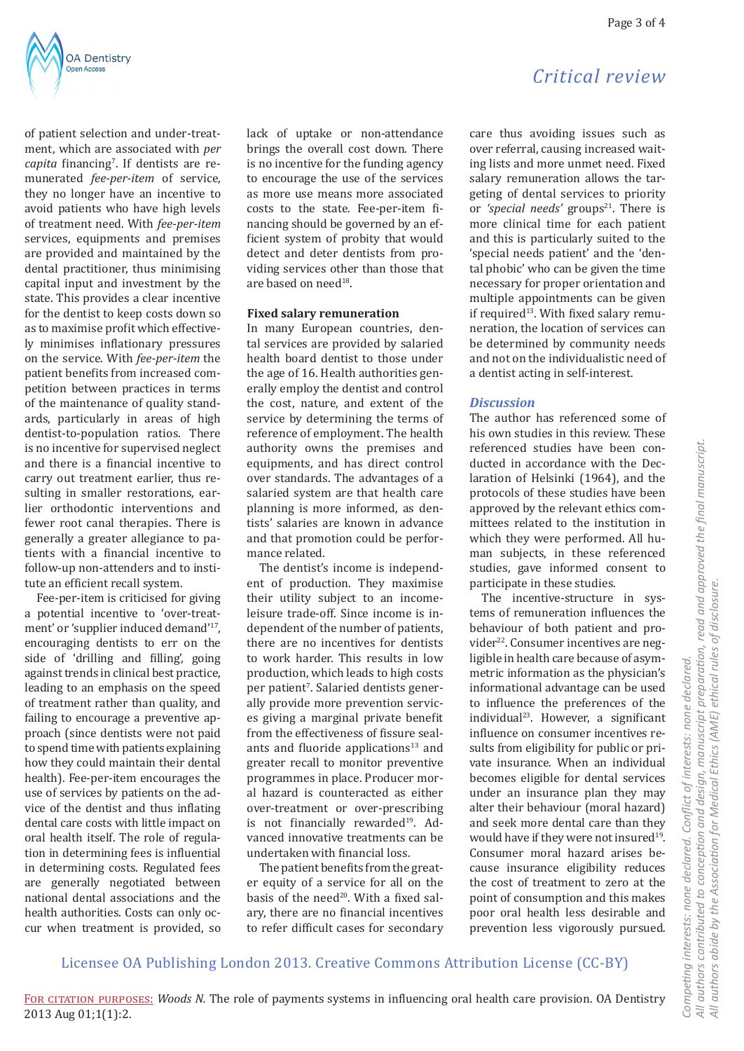of patient selection and under-treatment, which are associated with *per capita* financing[7]. If dentists are remunerated *fee-per-item* of service, they no longer have an incentive to avoid patients who have high levels of treatment need. With *fee-per-item* services, equipments and premises are provided and maintained by the dental practitioner, thus minimising capital input and investment by the state. This provides a clear incentive for the dentist to keep costs down so as to maximise profit which effectively minimises inflationary pressures on the service. With *fee-per-item* the patient benefits from increased competition between practices in terms of the maintenance of quality standards, particularly in areas of high dentist-to-population ratios. There is no incentive for supervised neglect and there is a financial incentive to carry out treatment earlier, thus resulting in smaller restorations, earlier orthodontic interventions and fewer root canal therapies. There is generally a greater allegiance to patients with a financial incentive to follow-up non-attenders and to institute an efficient recall system.

Fee-per-item is criticised for giving a potential incentive to 'over-treatment' or 'supplier induced demand'[17], encouraging dentists to err on the side of 'drilling and filling', going against trends in clinical best practice, leading to an emphasis on the speed of treatment rather than quality, and failing to encourage a preventive approach (since dentists were not paid to spend time with patients explaining how they could maintain their dental health). Fee-per-item encourages the use of services by patients on the advice of the dentist and thus inflating dental care costs with little impact on oral health itself. The role of regulation in determining fees is influential in determining costs. Regulated fees are generally negotiated between national dental associations and the health authorities. Costs can only occur when treatment is provided, so lack of uptake or non-attendance brings the overall cost down. There is no incentive for the funding agency to encourage the use of the services as more use means more associated costs to the state. Fee-per-item financing should be governed by an efficient system of probity that would detect and deter dentists from providing services other than those that are based on need[18].

### Fixed salary remuneration

In many European countries, dental services are provided by salaried health board dentist to those under the age of 16. Health authorities generally employ the dentist and control the cost, nature, and extent of the service by determining the terms of reference of employment. The health authority owns the premises and equipments, and has direct control over standards. The advantages of a salaried system are that health care planning is more informed, as dentists' salaries are known in advance and that promotion could be performance related.

The dentist's income is independent of production. They maximise their utility subject to an income-leisure trade-off. Since income is independent of the number of patients, there are no incentives for dentists to work harder. This results in low production, which leads to high costs per patient[7]. Salaried dentists generally provide more prevention services giving a marginal private benefit from the effectiveness of fissure sealants and fluoride applications[13] and greater recall to monitor preventive programmes in place. Producer moral hazard is counteracted as either over-treatment or over-prescribing is not financially rewarded[19]. Advanced innovative treatments can be undertaken with financial loss.

The patient benefits from the greater equity of a service for all on the basis of the need[20]. With a fixed salary, there are no financial incentives to refer difficult cases for secondary care thus avoiding issues such as over referral, causing increased waiting lists and more unmet need. Fixed salary remuneration allows the targeting of dental services to priority or *'special needs'* groups[21]. There is more clinical time for each patient and this is particularly suited to the 'special needs patient' and the 'dental phobic' who can be given the time necessary for proper orientation and multiple appointments can be given if required[13]. With fixed salary remuneration, the location of services can be determined by community needs and not on the individualistic need of a dentist acting in self-interest.

## Discussion

The author has referenced some of his own studies in this review. These referenced studies have been conducted in accordance with the Declaration of Helsinki (1964), and the protocols of these studies have been approved by the relevant ethics committees related to the institution in which they were performed. All human subjects, in these referenced studies, gave informed consent to participate in these studies.

The incentive-structure in systems of remuneration influences the behaviour of both patient and provider[22]. Consumer incentives are negligible in health care because of asymmetric information as the physician's informational advantage can be used to influence the preferences of the individual[23]. However, a significant influence on consumer incentives results from eligibility for public or private insurance. When an individual becomes eligible for dental services under an insurance plan they may alter their behaviour (moral hazard) and seek more dental care than they would have if they were not insured[19]. Consumer moral hazard arises because insurance eligibility reduces the cost of treatment to zero at the point of consumption and this makes poor oral health less desirable and prevention less vigorously pursued.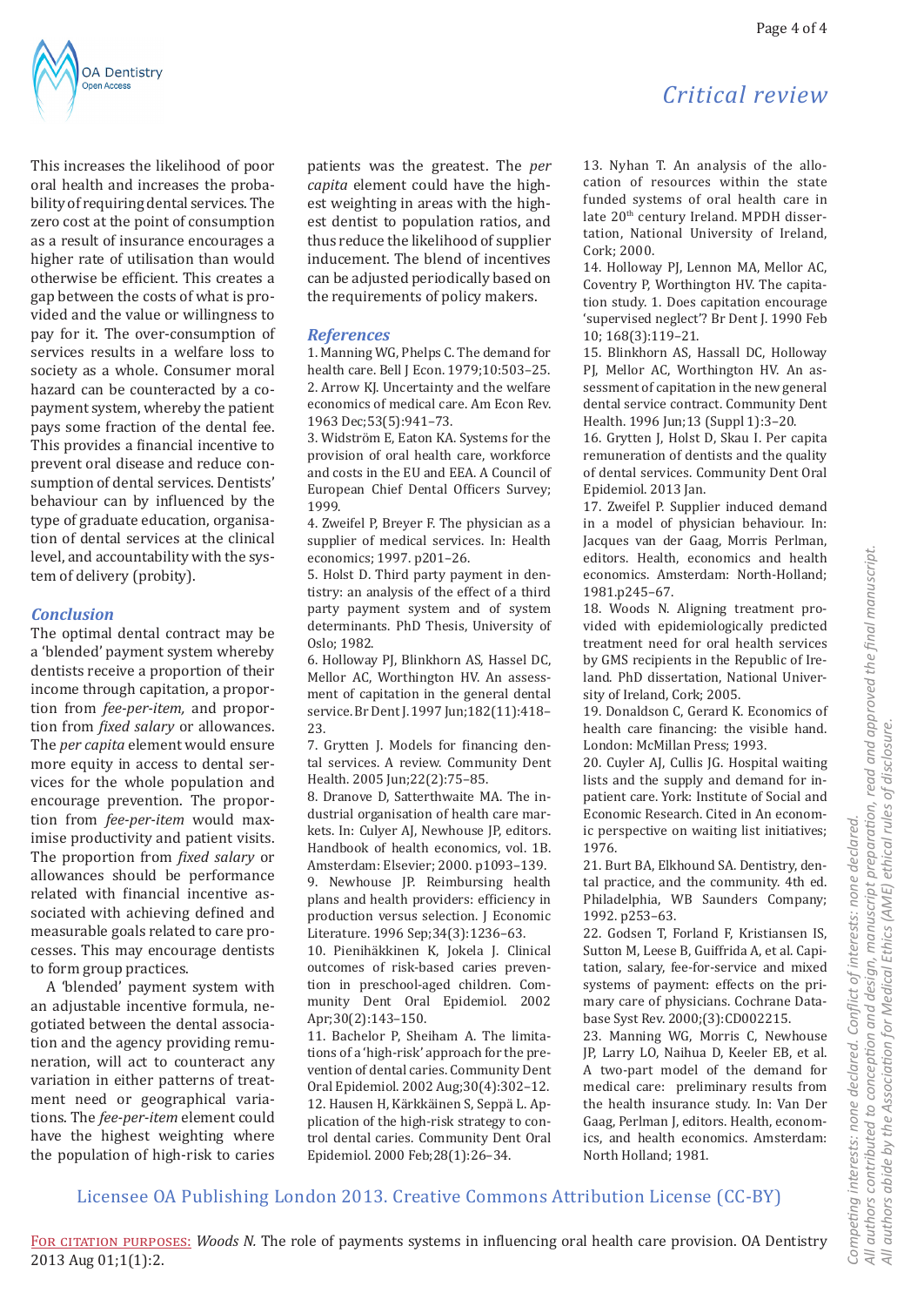This increases the likelihood of poor oral health and increases the probability of requiring dental services. The zero cost at the point of consumption as a result of insurance encourages a higher rate of utilisation than would otherwise be efficient. This creates a gap between the costs of what is provided and the value or willingness to pay for it. The over-consumption of services results in a welfare loss to society as a whole. Consumer moral hazard can be counteracted by a co-payment system, whereby the patient pays some fraction of the dental fee. This provides a financial incentive to prevent oral disease and reduce consumption of dental services. Dentists' behaviour can by influenced by the type of graduate education, organisation of dental services at the clinical level, and accountability with the system of delivery (probity).

## Conclusion

The optimal dental contract may be a 'blended' payment system whereby dentists receive a proportion of their income through capitation, a proportion from *fee-per-item,* and proportion from *fixed salary* or allowances. The *per capita* element would ensure more equity in access to dental services for the whole population and encourage prevention. The proportion from *fee-per-item* would maximise productivity and patient visits. The proportion from *fixed salary* or allowances should be performance related with financial incentive associated with achieving defined and measurable goals related to care processes. This may encourage dentists to form group practices.

A 'blended' payment system with an adjustable incentive formula, negotiated between the dental association and the agency providing remuneration, will act to counteract any variation in either patterns of treatment need or geographical variations. The *fee-per-item* element could have the highest weighting where the population of high-risk to caries patients was the greatest. The *per capita* element could have the highest weighting in areas with the highest dentist to population ratios, and thus reduce the likelihood of supplier inducement. The blend of incentives can be adjusted periodically based on the requirements of policy makers.

## References

1. Manning WG, Phelps C. The demand for health care. Bell J Econ. 1979;10:503–25.
2. Arrow KJ. Uncertainty and the welfare economics of medical care. Am Econ Rev. 1963 Dec;53(5):941–73.
3. Widström E, Eaton KA. Systems for the provision of oral health care, workforce and costs in the EU and EEA. A Council of European Chief Dental Officers Survey; 1999.
4. Zweifel P, Breyer F. The physician as a supplier of medical services. In: Health economics; 1997. p201–26.
5. Holst D. Third party payment in dentistry: an analysis of the effect of a third party payment system and of system determinants. PhD Thesis, University of Oslo; 1982.
6. Holloway PJ, Blinkhorn AS, Hassel DC, Mellor AC, Worthington HV. An assessment of capitation in the general dental service. Br Dent J. 1997 Jun;182(11):418–23.
7. Grytten J. Models for financing dental services. A review. Community Dent Health. 2005 Jun;22(2):75–85.
8. Dranove D, Satterthwaite MA. The industrial organisation of health care markets. In: Culyer AJ, Newhouse JP, editors. Handbook of health economics, vol. 1B. Amsterdam: Elsevier; 2000. p1093–139.
9. Newhouse JP. Reimbursing health plans and health providers: efficiency in production versus selection. J Economic Literature. 1996 Sep;34(3):1236–63.
10. Pienihäkkinen K, Jokela J. Clinical outcomes of risk-based caries prevention in preschool-aged children. Community Dent Oral Epidemiol. 2002 Apr;30(2):143–150.
11. Bachelor P, Sheiham A. The limitations of a 'high-risk' approach for the prevention of dental caries. Community Dent Oral Epidemiol. 2002 Aug;30(4):302–12.
12. Hausen H, Kärkkäinen S, Seppä L. Application of the high-risk strategy to control dental caries. Community Dent Oral Epidemiol. 2000 Feb;28(1):26–34.
13. Nyhan T. An analysis of the allocation of resources within the state funded systems of oral health care in late 20th century Ireland. MPDH dissertation, National University of Ireland, Cork; 2000.
14. Holloway PJ, Lennon MA, Mellor AC, Coventry P, Worthington HV. The capitation study. 1. Does capitation encourage 'supervised neglect'? Br Dent J. 1990 Feb 10; 168(3):119–21.
15. Blinkhorn AS, Hassall DC, Holloway PJ, Mellor AC, Worthington HV. An assessment of capitation in the new general dental service contract. Community Dent Health. 1996 Jun;13 (Suppl 1):3–20.
16. Grytten J, Holst D, Skau I. Per capita remuneration of dentists and the quality of dental services. Community Dent Oral Epidemiol. 2013 Jan.
17. Zweifel P. Supplier induced demand in a model of physician behaviour. In: Jacques van der Gaag, Morris Perlman, editors. Health, economics and health economics. Amsterdam: North-Holland; 1981.p245–67.
18. Woods N. Aligning treatment provided with epidemiologically predicted treatment need for oral health services by GMS recipients in the Republic of Ireland. PhD dissertation, National University of Ireland, Cork; 2005.
19. Donaldson C, Gerard K. Economics of health care financing: the visible hand. London: McMillan Press; 1993.
20. Cuyler AJ, Cullis JG. Hospital waiting lists and the supply and demand for inpatient care. York: Institute of Social and Economic Research. Cited in An economic perspective on waiting list initiatives; 1976.
21. Burt BA, Elkhound SA. Dentistry, dental practice, and the community. 4th ed. Philadelphia, WB Saunders Company; 1992. p253–63.
22. Godsen T, Forland F, Kristiansen IS, Sutton M, Leese B, Guiffrida A, et al. Capitation, salary, fee-for-service and mixed systems of payment: effects on the primary care of physicians. Cochrane Database Syst Rev. 2000;(3):CD002215.
23. Manning WG, Morris C, Newhouse JP, Larry LO, Naihua D, Keeler EB, et al. A two-part model of the demand for medical care: preliminary results from the health insurance study. In: Van Der Gaag, Perlman J, editors. Health, economics, and health economics. Amsterdam: North Holland; 1981.

Competing interests: none declared. Conflict of interests: none declared.
All authors contributed to conception and design, manuscript preparation, read and approved the final manuscript.
All authors abide by the Association for Medical Ethics (AME) ethical rules of disclosure.

Licensee OA Publishing London 2013. Creative Commons Attribution License (CC-BY)

For citation purposes: *Woods N.* The role of payments systems in influencing oral health care provision. OA Dentistry 2013 Aug 01;1(1):2.